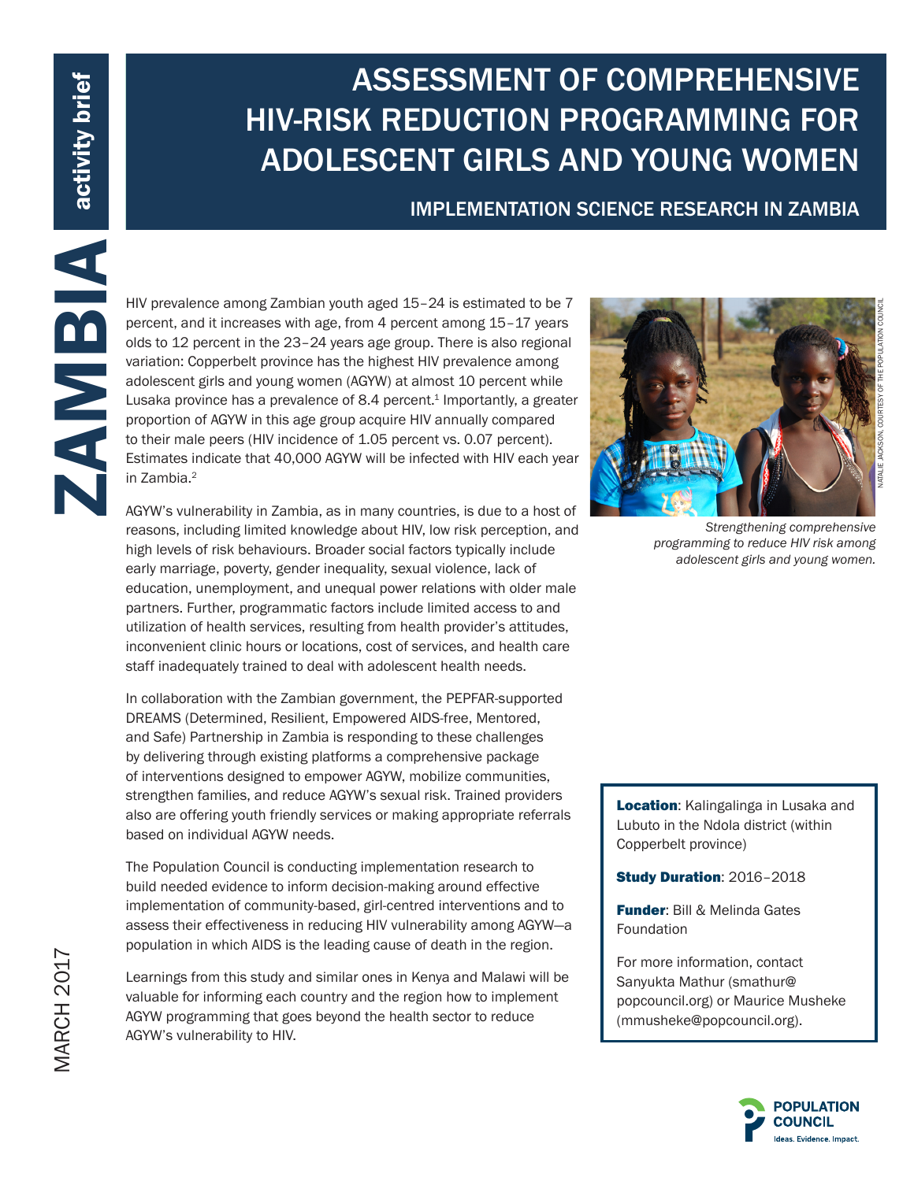ZAMBIA activity brief

# ASSESSMENT OF COMPREHENSIVE HIV-RISK REDUCTION PROGRAMMING FOR ADOLESCENT GIRLS AND YOUNG WOMEN

## IMPLEMENTATION SCIENCE RESEARCH IN ZAMBIA

MARCH 2017

HIV prevalence among Zambian youth aged 15–24 is estimated to be 7 percent, and it increases with age, from 4 percent among 15–17 years olds to 12 percent in the 23–24 years age group. There is also regional variation: Copperbelt province has the highest HIV prevalence among adolescent girls and young women (AGYW) at almost 10 percent while Lusaka province has a prevalence of 8.4 percent.[1] Importantly, a greater proportion of AGYW in this age group acquire HIV annually compared to their male peers (HIV incidence of 1.05 percent vs. 0.07 percent). Estimates indicate that 40,000 AGYW will be infected with HIV each year in Zambia.[2]

AGYW's vulnerability in Zambia, as in many countries, is due to a host of reasons, including limited knowledge about HIV, low risk perception, and high levels of risk behaviours. Broader social factors typically include early marriage, poverty, gender inequality, sexual violence, lack of education, unemployment, and unequal power relations with older male partners. Further, programmatic factors include limited access to and utilization of health services, resulting from health provider's attitudes, inconvenient clinic hours or locations, cost of services, and health care staff inadequately trained to deal with adolescent health needs.

In collaboration with the Zambian government, the PEPFAR-supported DREAMS (Determined, Resilient, Empowered AIDS-free, Mentored, and Safe) Partnership in Zambia is responding to these challenges by delivering through existing platforms a comprehensive package of interventions designed to empower AGYW, mobilize communities, strengthen families, and reduce AGYW's sexual risk. Trained providers also are offering youth friendly services or making appropriate referrals based on individual AGYW needs.

The Population Council is conducting implementation research to build needed evidence to inform decision-making around effective implementation of community-based, girl-centred interventions and to assess their effectiveness in reducing HIV vulnerability among AGYW—a population in which AIDS is the leading cause of death in the region.

Learnings from this study and similar ones in Kenya and Malawi will be valuable for informing each country and the region how to implement AGYW programming that goes beyond the health sector to reduce AGYW's vulnerability to HIV.

NATALIE JACKSON, COURTESY OF THE POPULATION COUNCIL

*Strengthening comprehensive programming to reduce HIV risk among adolescent girls and young women.*

**Location**: Kalingalinga in Lusaka and Lubuto in the Ndola district (within Copperbelt province)

**Study Duration**: 2016–2018

**Funder**: Bill & Melinda Gates Foundation

For more information, contact Sanyukta Mathur (smathur@popcouncil.org) or Maurice Musheke (mmusheke@popcouncil.org).

POPULATION COUNCIL
Ideas. Evidence. Impact.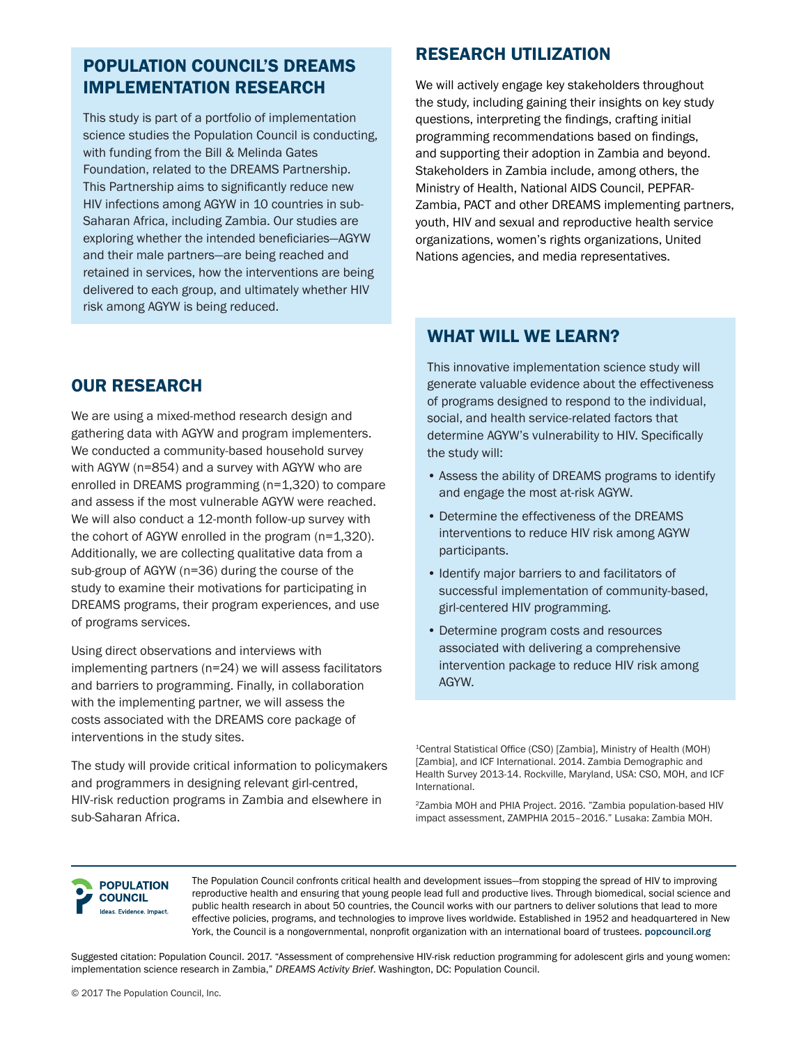## POPULATION COUNCIL'S DREAMS IMPLEMENTATION RESEARCH

This study is part of a portfolio of implementation science studies the Population Council is conducting, with funding from the Bill & Melinda Gates Foundation, related to the DREAMS Partnership. This Partnership aims to significantly reduce new HIV infections among AGYW in 10 countries in sub-Saharan Africa, including Zambia. Our studies are exploring whether the intended beneficiaries—AGYW and their male partners—are being reached and retained in services, how the interventions are being delivered to each group, and ultimately whether HIV risk among AGYW is being reduced.

## OUR RESEARCH

We are using a mixed-method research design and gathering data with AGYW and program implementers. We conducted a community-based household survey with AGYW (n=854) and a survey with AGYW who are enrolled in DREAMS programming (n=1,320) to compare and assess if the most vulnerable AGYW were reached. We will also conduct a 12-month follow-up survey with the cohort of AGYW enrolled in the program (n=1,320). Additionally, we are collecting qualitative data from a sub-group of AGYW (n=36) during the course of the study to examine their motivations for participating in DREAMS programs, their program experiences, and use of programs services.

Using direct observations and interviews with implementing partners (n=24) we will assess facilitators and barriers to programming. Finally, in collaboration with the implementing partner, we will assess the costs associated with the DREAMS core package of interventions in the study sites.

The study will provide critical information to policymakers and programmers in designing relevant girl-centred, HIV-risk reduction programs in Zambia and elsewhere in sub-Saharan Africa.

## RESEARCH UTILIZATION

We will actively engage key stakeholders throughout the study, including gaining their insights on key study questions, interpreting the findings, crafting initial programming recommendations based on findings, and supporting their adoption in Zambia and beyond. Stakeholders in Zambia include, among others, the Ministry of Health, National AIDS Council, PEPFAR-Zambia, PACT and other DREAMS implementing partners, youth, HIV and sexual and reproductive health service organizations, women's rights organizations, United Nations agencies, and media representatives.

## WHAT WILL WE LEARN?

This innovative implementation science study will generate valuable evidence about the effectiveness of programs designed to respond to the individual, social, and health service-related factors that determine AGYW's vulnerability to HIV. Specifically the study will:

- Assess the ability of DREAMS programs to identify and engage the most at-risk AGYW.
- Determine the effectiveness of the DREAMS interventions to reduce HIV risk among AGYW participants.
- Identify major barriers to and facilitators of successful implementation of community-based, girl-centered HIV programming.
- Determine program costs and resources associated with delivering a comprehensive intervention package to reduce HIV risk among AGYW.

[1]Central Statistical Office (CSO) [Zambia], Ministry of Health (MOH) [Zambia], and ICF International. 2014. Zambia Demographic and Health Survey 2013-14. Rockville, Maryland, USA: CSO, MOH, and ICF International.

[2]Zambia MOH and PHIA Project. 2016. "Zambia population-based HIV impact assessment, ZAMPHIA 2015–2016." Lusaka: Zambia MOH.

POPULATION COUNCIL
Ideas. Evidence. Impact.

The Population Council confronts critical health and development issues—from stopping the spread of HIV to improving reproductive health and ensuring that young people lead full and productive lives. Through biomedical, social science and public health research in about 50 countries, the Council works with our partners to deliver solutions that lead to more effective policies, programs, and technologies to improve lives worldwide. Established in 1952 and headquartered in New York, the Council is a nongovernmental, nonprofit organization with an international board of trustees. **popcouncil.org**

Suggested citation: Population Council. 2017. "Assessment of comprehensive HIV-risk reduction programming for adolescent girls and young women: implementation science research in Zambia," *DREAMS Activity Brief*. Washington, DC: Population Council.

© 2017 The Population Council, Inc.